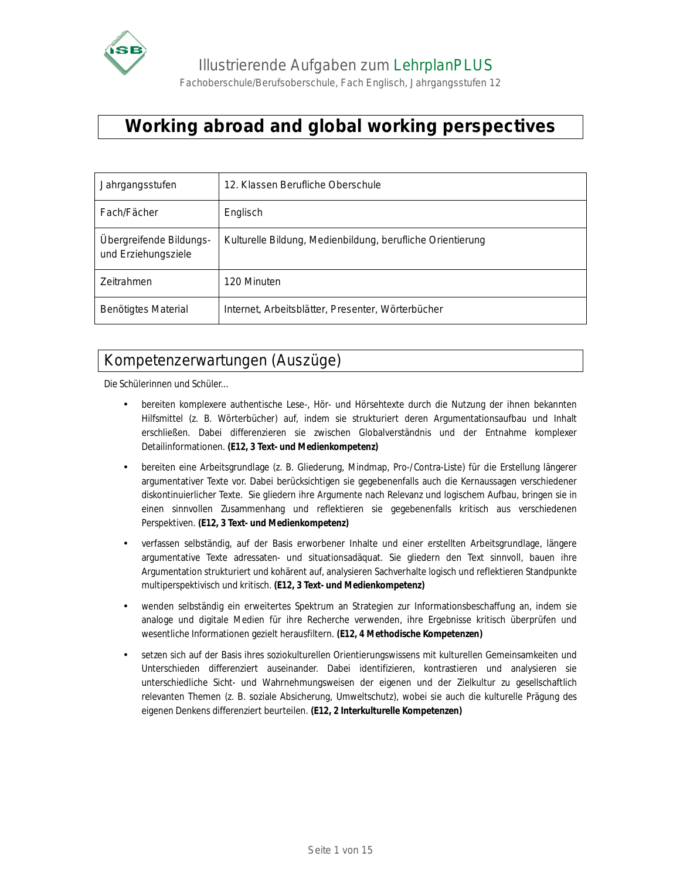Illustrierende Aufgaben zum LehrplanPLUS

Fachoberschule/Berufsoberschule, Fach Englisch, Jahrgangsstufen 12

# Working abroad and global working perspectives

| Jahrgangsstufen | 12. Klassen Berufliche Oberschule |
|---|---|
| Fach/Fächer | Englisch |
| Übergreifende Bildungs- und Erziehungsziele | Kulturelle Bildung, Medienbildung, berufliche Orientierung |
| Zeitrahmen | 120 Minuten |
| Benötigtes Material | Internet, Arbeitsblätter, Presenter, Wörterbücher |

## Kompetenzerwartungen (Auszüge)

Die Schülerinnen und Schüler...

- bereiten komplexere authentische Lese-, Hör- und Hörsehtexte durch die Nutzung der ihnen bekannten Hilfsmittel (z. B. Wörterbücher) auf, indem sie strukturiert deren Argumentationsaufbau und Inhalt erschließen. Dabei differenzieren sie zwischen Globalverständnis und der Entnahme komplexer Detailinformationen. **(E12, 3 Text- und Medienkompetenz)**
- bereiten eine Arbeitsgrundlage (z. B. Gliederung, Mindmap, Pro-/Contra-Liste) für die Erstellung längerer argumentativer Texte vor. Dabei berücksichtigen sie gegebenenfalls auch die Kernaussagen verschiedener diskontinuierlicher Texte. Sie gliedern ihre Argumente nach Relevanz und logischem Aufbau, bringen sie in einen sinnvollen Zusammenhang und reflektieren sie gegebenenfalls kritisch aus verschiedenen Perspektiven. **(E12, 3 Text- und Medienkompetenz)**
- verfassen selbständig, auf der Basis erworbener Inhalte und einer erstellten Arbeitsgrundlage, längere argumentative Texte adressaten- und situationsadäquat. Sie gliedern den Text sinnvoll, bauen ihre Argumentation strukturiert und kohärent auf, analysieren Sachverhalte logisch und reflektieren Standpunkte multiperspektivisch und kritisch. **(E12, 3 Text- und Medienkompetenz)**
- wenden selbständig ein erweitertes Spektrum an Strategien zur Informationsbeschaffung an, indem sie analoge und digitale Medien für ihre Recherche verwenden, ihre Ergebnisse kritisch überprüfen und wesentliche Informationen gezielt herausfiltern. **(E12, 4 Methodische Kompetenzen)**
- setzen sich auf der Basis ihres soziokulturellen Orientierungswissens mit kulturellen Gemeinsamkeiten und Unterschieden differenziert auseinander. Dabei identifizieren, kontrastieren und analysieren sie unterschiedliche Sicht- und Wahrnehmungsweisen der eigenen und der Zielkultur zu gesellschaftlich relevanten Themen (z. B. soziale Absicherung, Umweltschutz), wobei sie auch die kulturelle Prägung des eigenen Denkens differenziert beurteilen. **(E12, 2 Interkulturelle Kompetenzen)**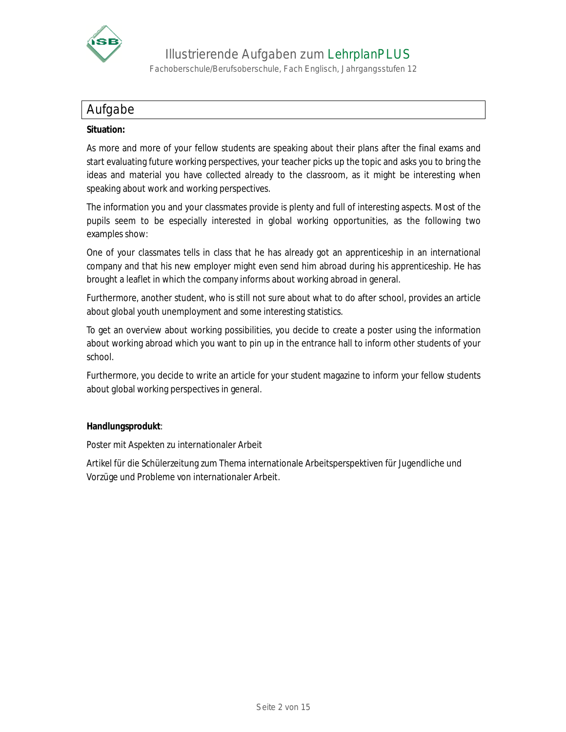## Aufgabe

**Situation:**

As more and more of your fellow students are speaking about their plans after the final exams and start evaluating future working perspectives, your teacher picks up the topic and asks you to bring the ideas and material you have collected already to the classroom, as it might be interesting when speaking about work and working perspectives.

The information you and your classmates provide is plenty and full of interesting aspects. Most of the pupils seem to be especially interested in global working opportunities, as the following two examples show:

One of your classmates tells in class that he has already got an apprenticeship in an international company and that his new employer might even send him abroad during his apprenticeship. He has brought a leaflet in which the company informs about working abroad in general.

Furthermore, another student, who is still not sure about what to do after school, provides an article about global youth unemployment and some interesting statistics.

To get an overview about working possibilities, you decide to create a poster using the information about working abroad which you want to pin up in the entrance hall to inform other students of your school.

Furthermore, you decide to write an article for your student magazine to inform your fellow students about global working perspectives in general.

**Handlungsprodukt**:

Poster mit Aspekten zu internationaler Arbeit

Artikel für die Schülerzeitung zum Thema internationale Arbeitsperspektiven für Jugendliche und Vorzüge und Probleme von internationaler Arbeit.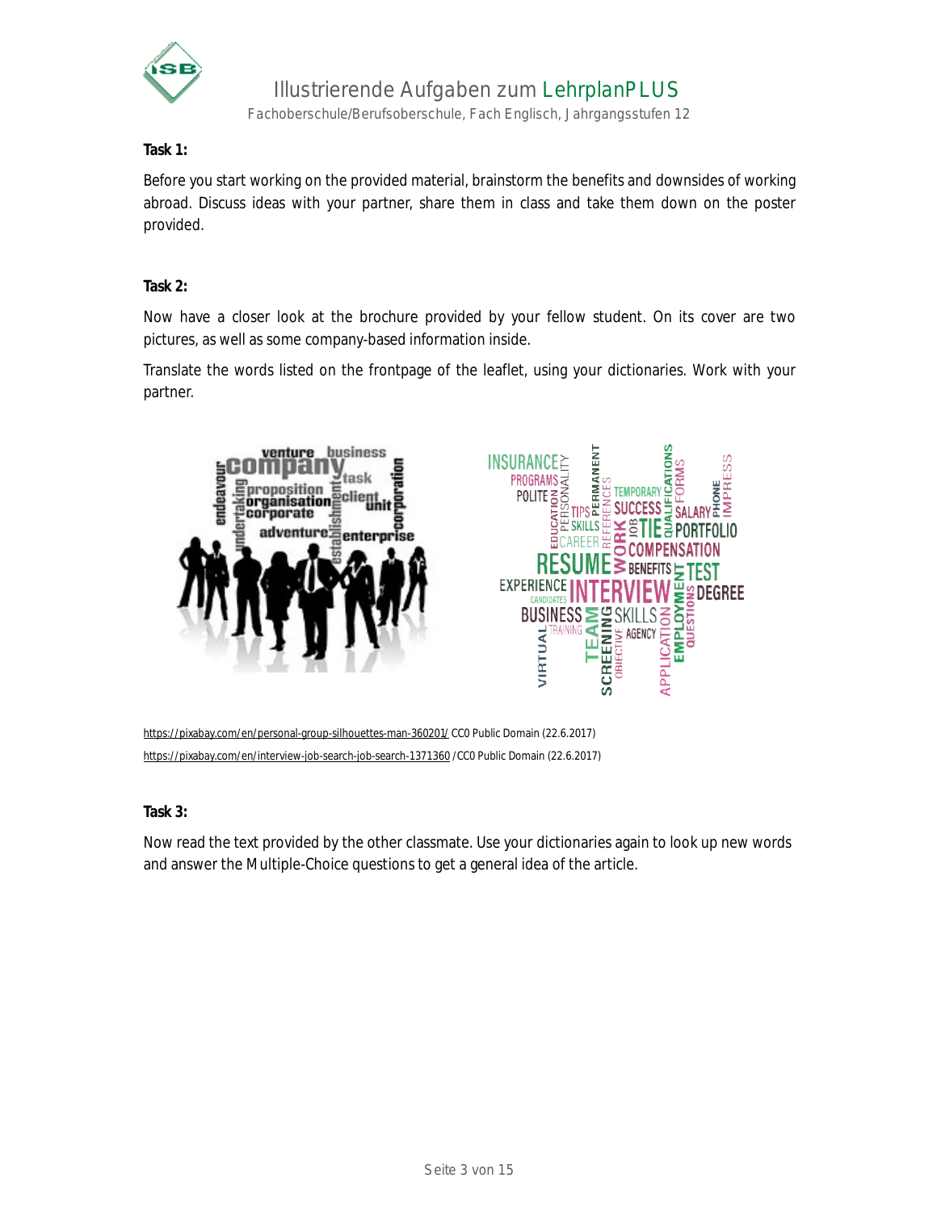**Task 1:**

Before you start working on the provided material, brainstorm the benefits and downsides of working abroad. Discuss ideas with your partner, share them in class and take them down on the poster provided.

**Task 2:**

Now have a closer look at the brochure provided by your fellow student. On its cover are two pictures, as well as some company-based information inside.

Translate the words listed on the frontpage of the leaflet, using your dictionaries. Work with your partner.

https://pixabay.com/en/personal-group-silhouettes-man-360201/ CC0 Public Domain (22.6.2017)

https://pixabay.com/en/interview-job-search-job-search-1371360 /CC0 Public Domain (22.6.2017)

**Task 3:**

Now read the text provided by the other classmate. Use your dictionaries again to look up new words and answer the Multiple-Choice questions to get a general idea of the article.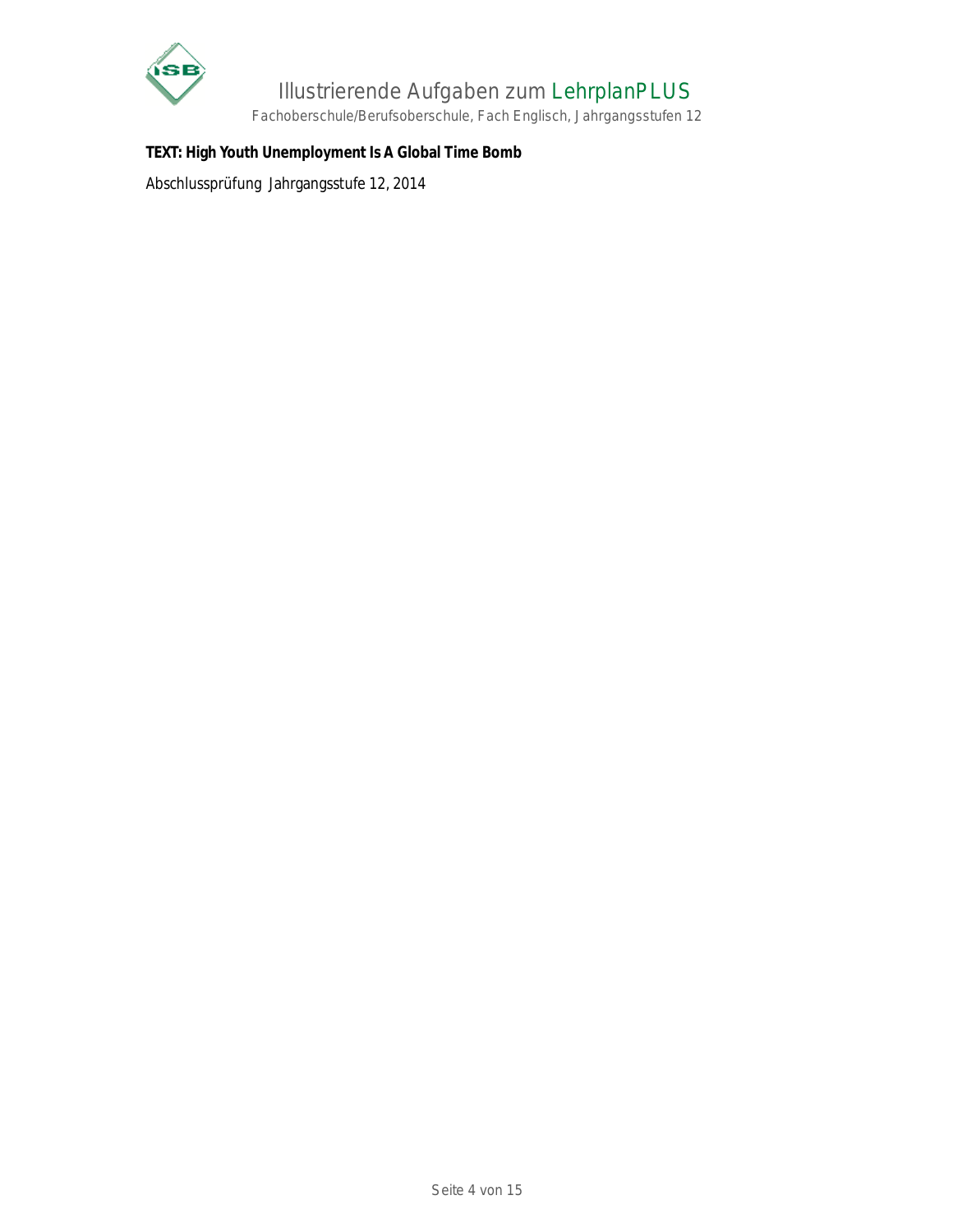**TEXT: High Youth Unemployment Is A Global Time Bomb**

Abschlussprüfung Jahrgangsstufe 12, 2014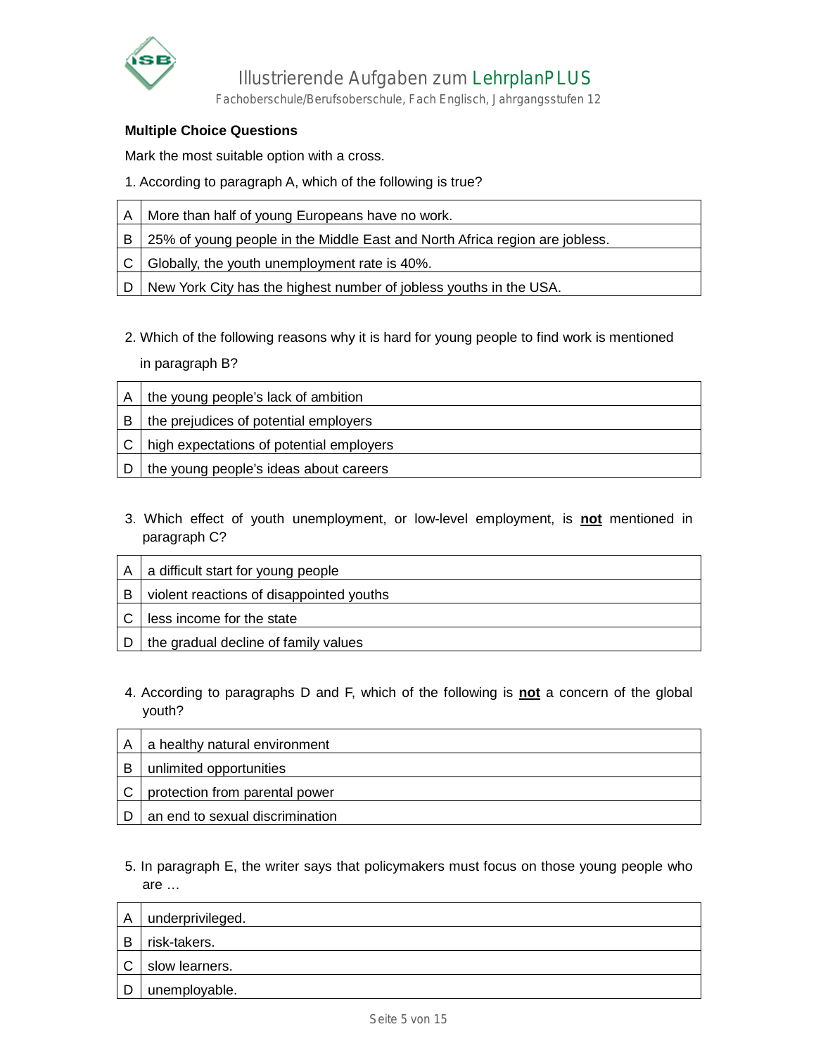**Multiple Choice Questions**

Mark the most suitable option with a cross.

1. According to paragraph A, which of the following is true?

| | |
|---|---|
| A | More than half of young Europeans have no work. |
| B | 25% of young people in the Middle East and North Africa region are jobless. |
| C | Globally, the youth unemployment rate is 40%. |
| D | New York City has the highest number of jobless youths in the USA. |

2. Which of the following reasons why it is hard for young people to find work is mentioned in paragraph B?

| | |
|---|---|
| A | the young people's lack of ambition |
| B | the prejudices of potential employers |
| C | high expectations of potential employers |
| D | the young people's ideas about careers |

3. Which effect of youth unemployment, or low-level employment, is **not** mentioned in paragraph C?

| | |
|---|---|
| A | a difficult start for young people |
| B | violent reactions of disappointed youths |
| C | less income for the state |
| D | the gradual decline of family values |

4. According to paragraphs D and F, which of the following is **not** a concern of the global youth?

| | |
|---|---|
| A | a healthy natural environment |
| B | unlimited opportunities |
| C | protection from parental power |
| D | an end to sexual discrimination |

5. In paragraph E, the writer says that policymakers must focus on those young people who are …

| | |
|---|---|
| A | underprivileged. |
| B | risk-takers. |
| C | slow learners. |
| D | unemployable. |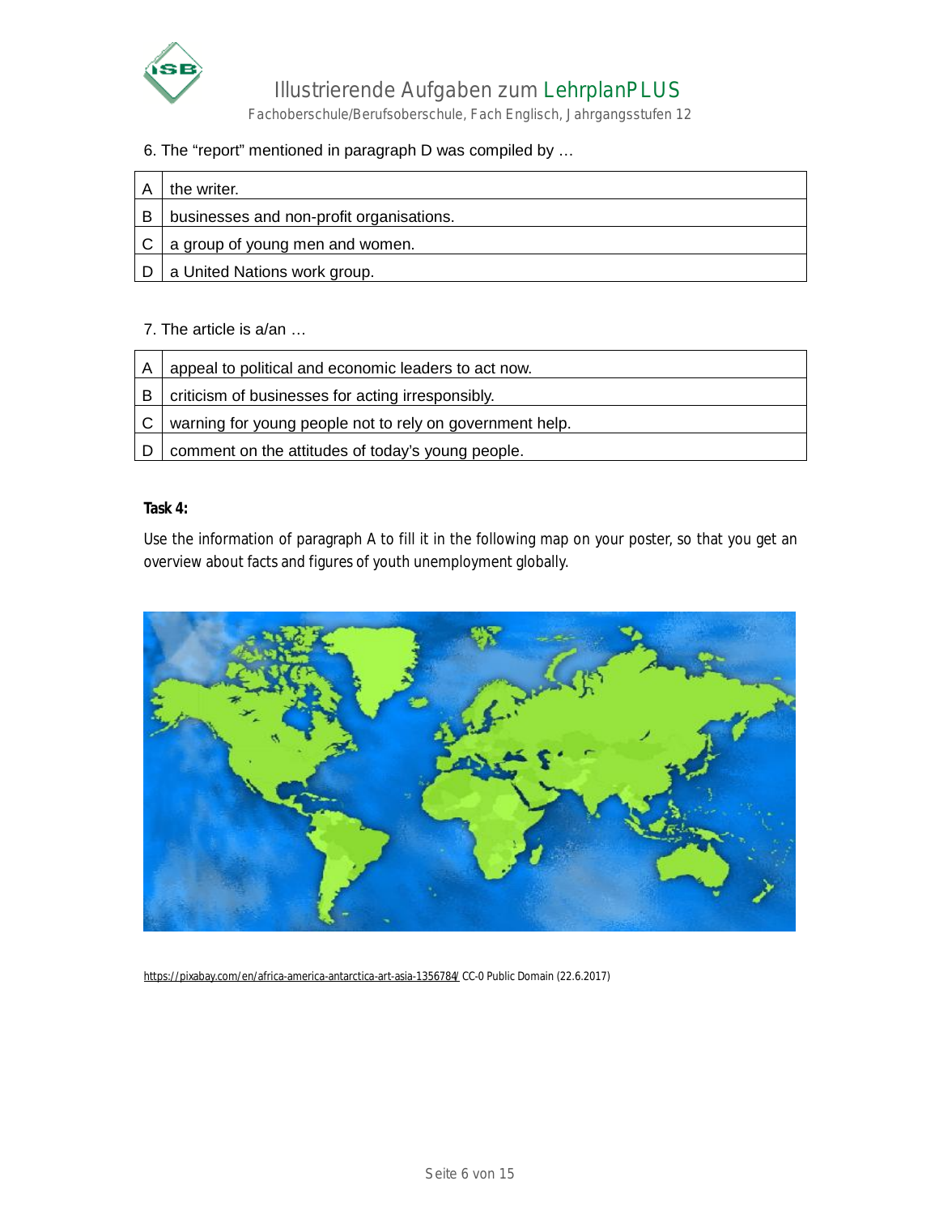6. The “report” mentioned in paragraph D was compiled by …

| | |
|---|---|
| A | the writer. |
| B | businesses and non-profit organisations. |
| C | a group of young men and women. |
| D | a United Nations work group. |

7. The article is a/an …

| | |
|---|---|
| A | appeal to political and economic leaders to act now. |
| B | criticism of businesses for acting irresponsibly. |
| C | warning for young people not to rely on government help. |
| D | comment on the attitudes of today’s young people. |

**Task 4:**

Use the information of paragraph A to fill it in the following map on your poster, so that you get an overview about facts and figures of youth unemployment globally.

https://pixabay.com/en/africa-america-antarctica-art-asia-1356784/ CC-0 Public Domain (22.6.2017)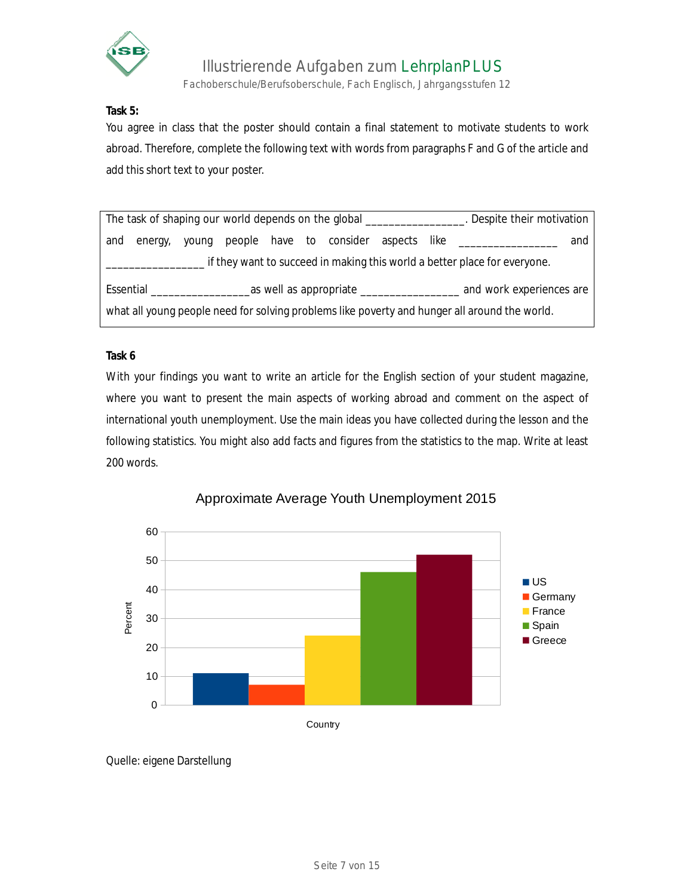**Task 5:**

You agree in class that the poster should contain a final statement to motivate students to work abroad. Therefore, complete the following text with words from paragraphs F and G of the article and add this short text to your poster.

| The task of shaping our world depends on the global ________________. Despite their motivation and energy, young people have to consider aspects like ________________ and ________________ if they want to succeed in making this world a better place for everyone. Essential ________________ as well as appropriate ________________ and work experiences are what all young people need for solving problems like poverty and hunger all around the world. |
|---|

**Task 6**

With your findings you want to write an article for the English section of your student magazine, where you want to present the main aspects of working abroad and comment on the aspect of international youth unemployment. Use the main ideas you have collected during the lesson and the following statistics. You might also add facts and figures from the statistics to the map. Write at least 200 words.

Approximate Average Youth Unemployment 2015

| Country | Percent |
|---|---|
| US | 11 |
| Germany | 7 |
| France | 24 |
| Spain | 46 |
| Greece | 52 |

Quelle: eigene Darstellung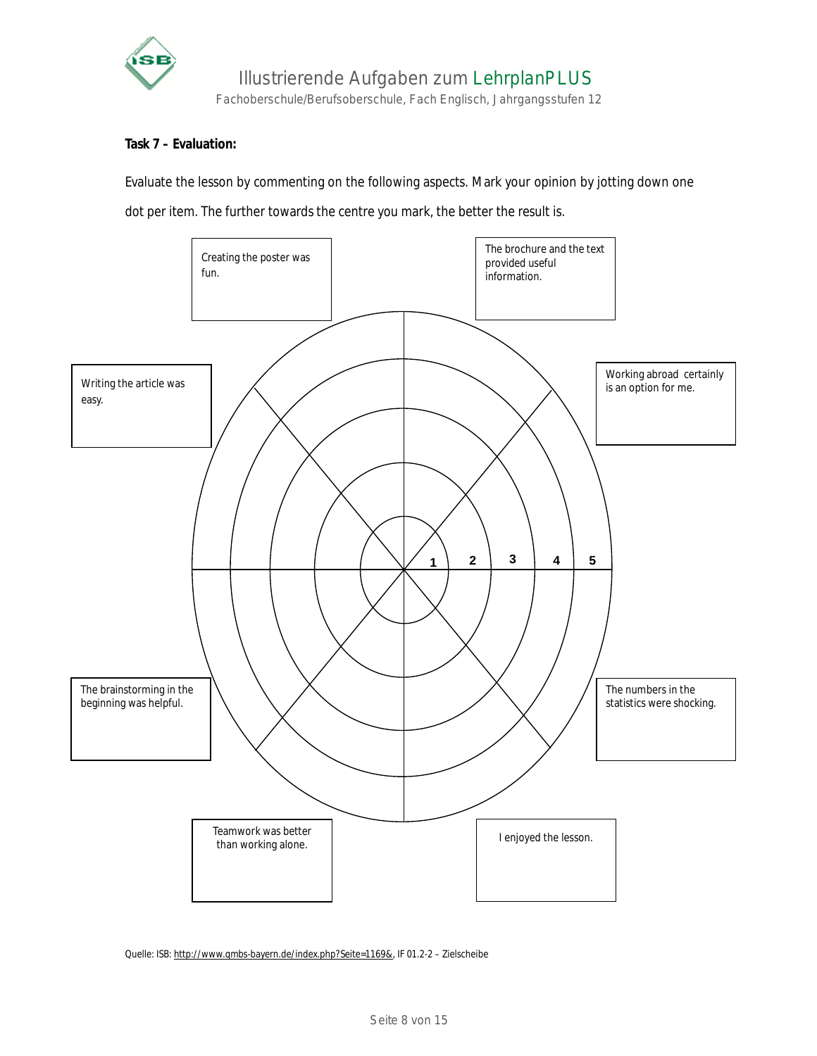**Task 7 – Evaluation:**

Evaluate the lesson by commenting on the following aspects. Mark your opinion by jotting down one dot per item. The further towards the centre you mark, the better the result is.

- Creating the poster was fun.
- The brochure and the text provided useful information.
- Working abroad certainly is an option for me.
- The numbers in the statistics were shocking.
- I enjoyed the lesson.
- Teamwork was better than working alone.
- The brainstorming in the beginning was helpful.
- Writing the article was easy.

1 2 3 4 5

Quelle: ISB: http://www.qmbs-bayern.de/index.php?Seite=1169&, IF 01.2-2 – Zielscheibe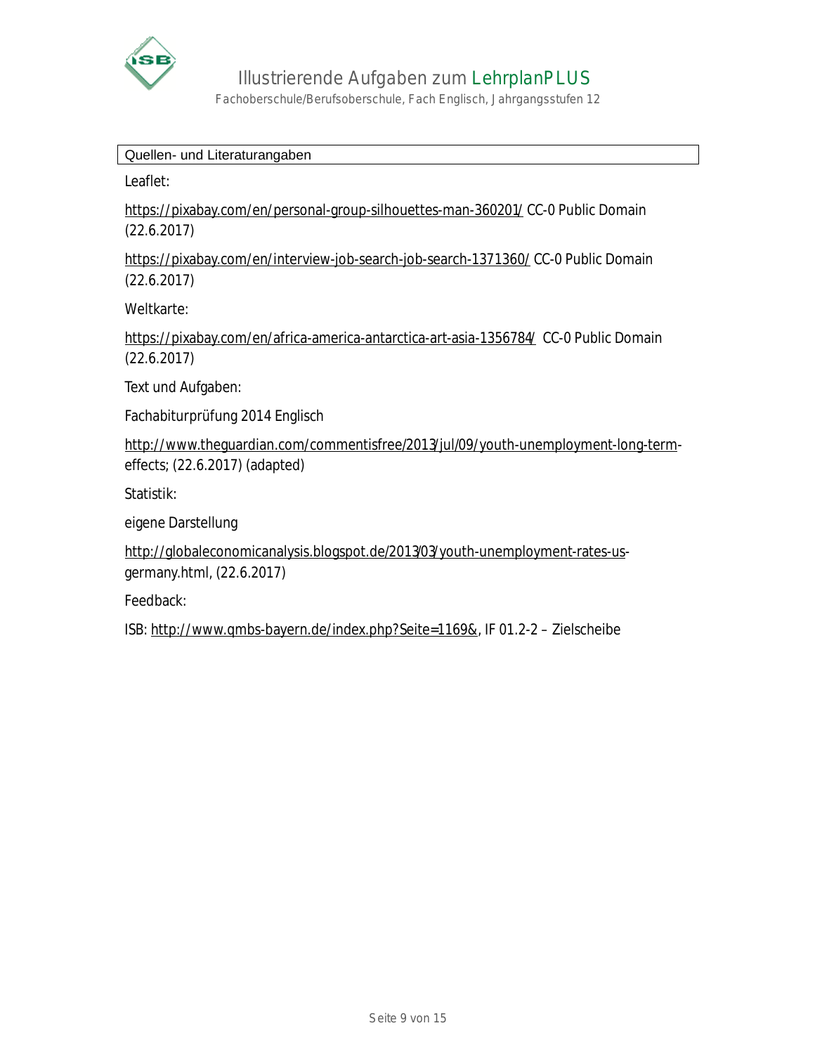## Quellen- und Literaturangaben

Leaflet:

https://pixabay.com/en/personal-group-silhouettes-man-360201/ CC-0 Public Domain (22.6.2017)

https://pixabay.com/en/interview-job-search-job-search-1371360/ CC-0 Public Domain (22.6.2017)

Weltkarte:

https://pixabay.com/en/africa-america-antarctica-art-asia-1356784/ CC-0 Public Domain (22.6.2017)

Text und Aufgaben:

Fachabiturprüfung 2014 Englisch

http://www.theguardian.com/commentisfree/2013/jul/09/youth-unemployment-long-term-effects; (22.6.2017) (adapted)

Statistik:

eigene Darstellung

http://globaleconomicanalysis.blogspot.de/2013/03/youth-unemployment-rates-us-germany.html, (22.6.2017)

Feedback:

ISB: http://www.qmbs-bayern.de/index.php?Seite=1169&, IF 01.2-2 – Zielscheibe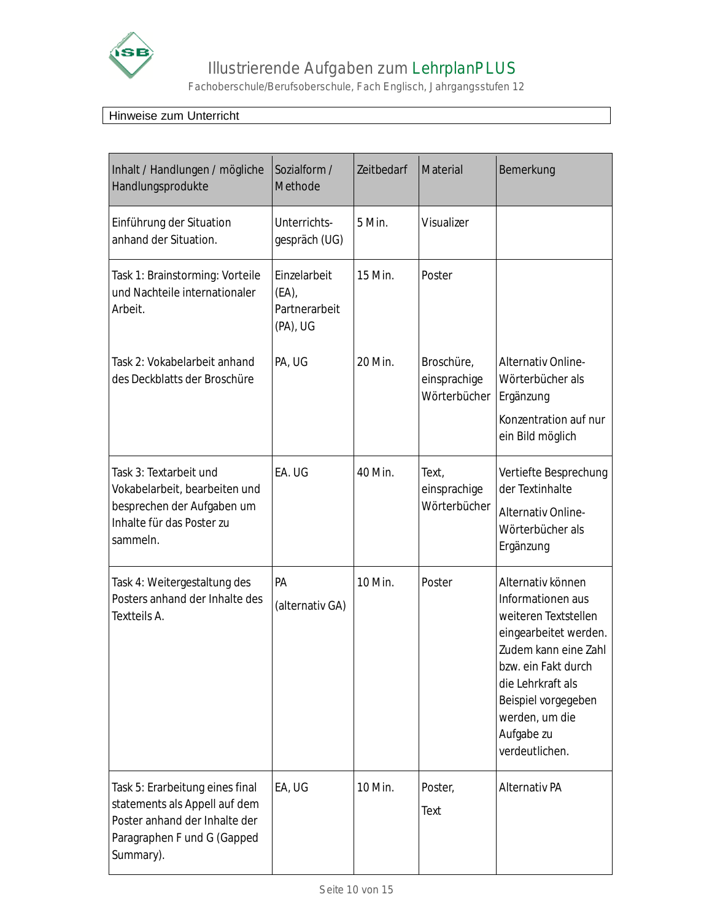Hinweise zum Unterricht

| Inhalt / Handlungen / mögliche Handlungsprodukte | Sozialform / Methode | Zeitbedarf | Material | Bemerkung |
|---|---|---|---|---|
| Einführung der Situation anhand der Situation. | Unterrichts-gespräch (UG) | 5 Min. | Visualizer | |
| Task 1: Brainstorming: Vorteile und Nachteile internationaler Arbeit. | Einzelarbeit (EA), Partnerarbeit (PA), UG | 15 Min. | Poster | |
| Task 2: Vokabelarbeit anhand des Deckblatts der Broschüre | PA, UG | 20 Min. | Broschüre, einsprachige Wörterbücher | Alternativ Online-Wörterbücher als Ergänzung<br>Konzentration auf nur ein Bild möglich |
| Task 3: Textarbeit und Vokabelarbeit, bearbeiten und besprechen der Aufgaben um Inhalte für das Poster zu sammeln. | EA. UG | 40 Min. | Text, einsprachige Wörterbücher | Vertiefte Besprechung der Textinhalte<br>Alternativ Online-Wörterbücher als Ergänzung |
| Task 4: Weitergestaltung des Posters anhand der Inhalte des Textteils A. | PA<br>(alternativ GA) | 10 Min. | Poster | Alternativ können Informationen aus weiteren Textstellen eingearbeitet werden. Zudem kann eine Zahl bzw. ein Fakt durch die Lehrkraft als Beispiel vorgegeben werden, um die Aufgabe zu verdeutlichen. |
| Task 5: Erarbeitung eines final statements als Appell auf dem Poster anhand der Inhalte der Paragraphen F und G (Gapped Summary). | EA, UG | 10 Min. | Poster,<br>Text | Alternativ PA |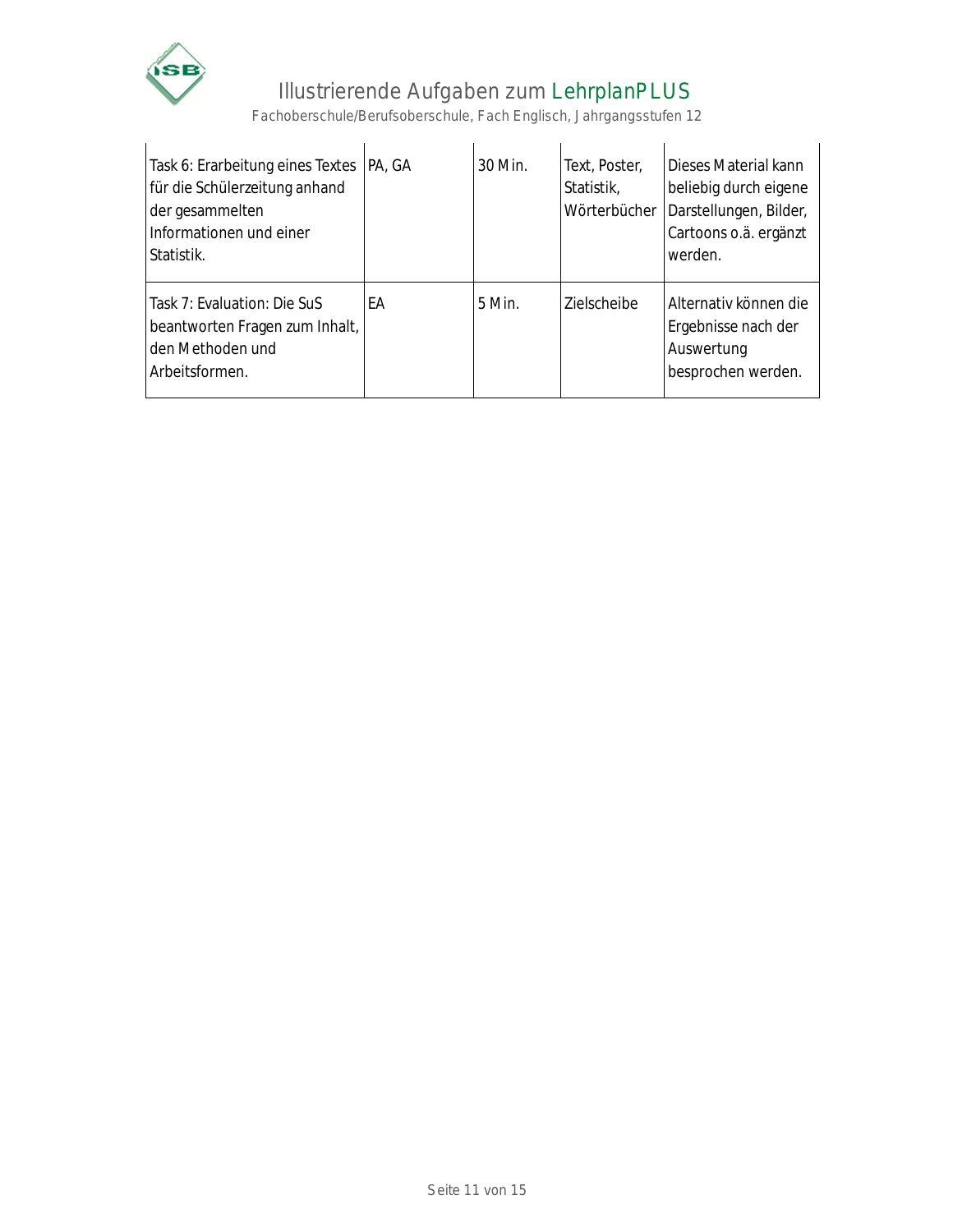| | | | | |
|---|---|---|---|---|
| Task 6: Erarbeitung eines Textes für die Schülerzeitung anhand der gesammelten Informationen und einer Statistik. | PA, GA | 30 Min. | Text, Poster, Statistik, Wörterbücher | Dieses Material kann beliebig durch eigene Darstellungen, Bilder, Cartoons o.ä. ergänzt werden. |
| Task 7: Evaluation: Die SuS beantworten Fragen zum Inhalt, den Methoden und Arbeitsformen. | EA | 5 Min. | Zielscheibe | Alternativ können die Ergebnisse nach der Auswertung besprochen werden. |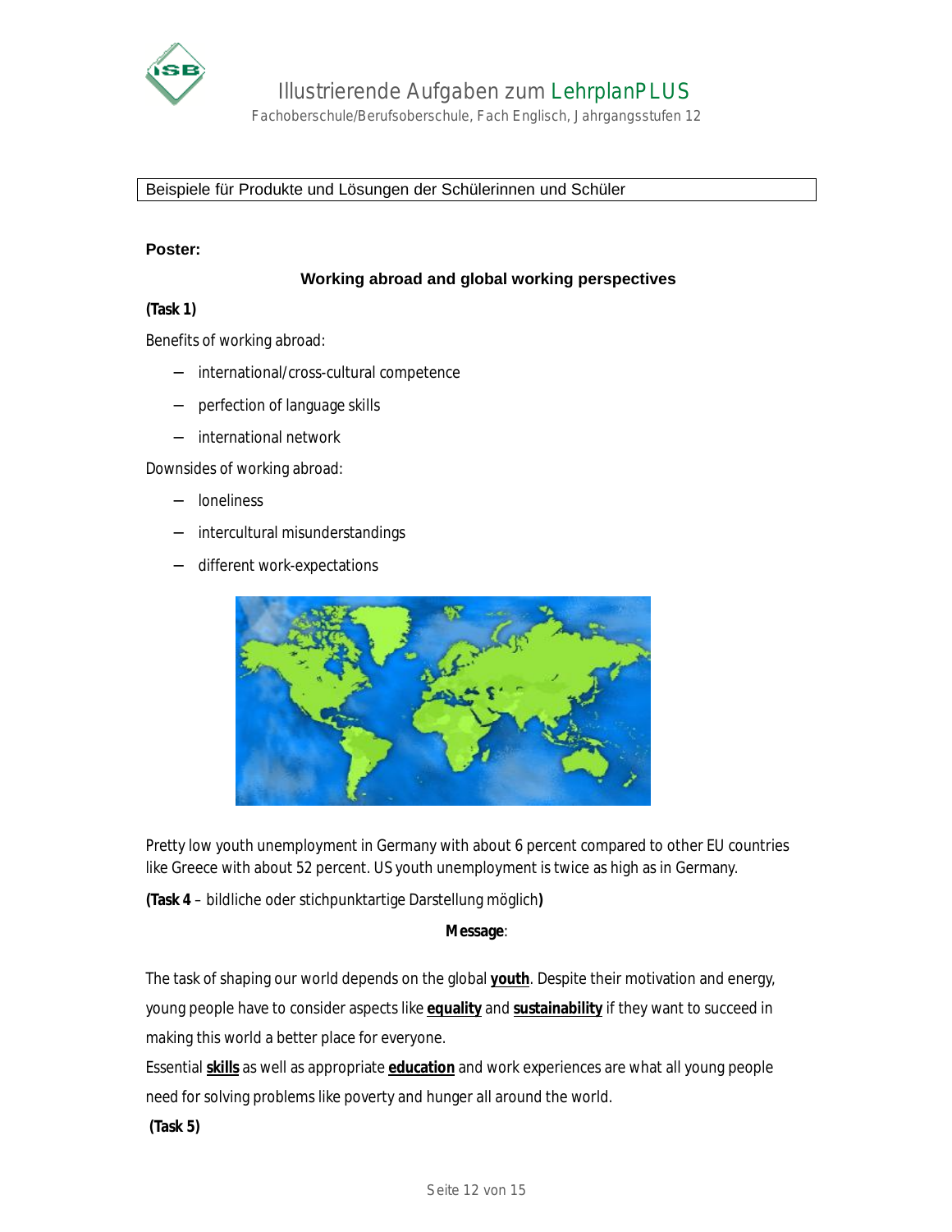Beispiele für Produkte und Lösungen der Schülerinnen und Schüler

**Poster:**

**Working abroad and global working perspectives**

**(Task 1)**

Benefits of working abroad:

- international/cross-cultural competence
- perfection of language skills
- international network

Downsides of working abroad:

- loneliness
- intercultural misunderstandings
- different work-expectations

Pretty low youth unemployment in Germany with about 6 percent compared to other EU countries like Greece with about 52 percent. US youth unemployment is twice as high as in Germany.

**(Task 4** – bildliche oder stichpunktartige Darstellung möglich**)**

**Message**:

The task of shaping our world depends on the global **youth**. Despite their motivation and energy, young people have to consider aspects like **equality** and **sustainability** if they want to succeed in making this world a better place for everyone.

Essential **skills** as well as appropriate **education** and work experiences are what all young people need for solving problems like poverty and hunger all around the world.

**(Task 5)**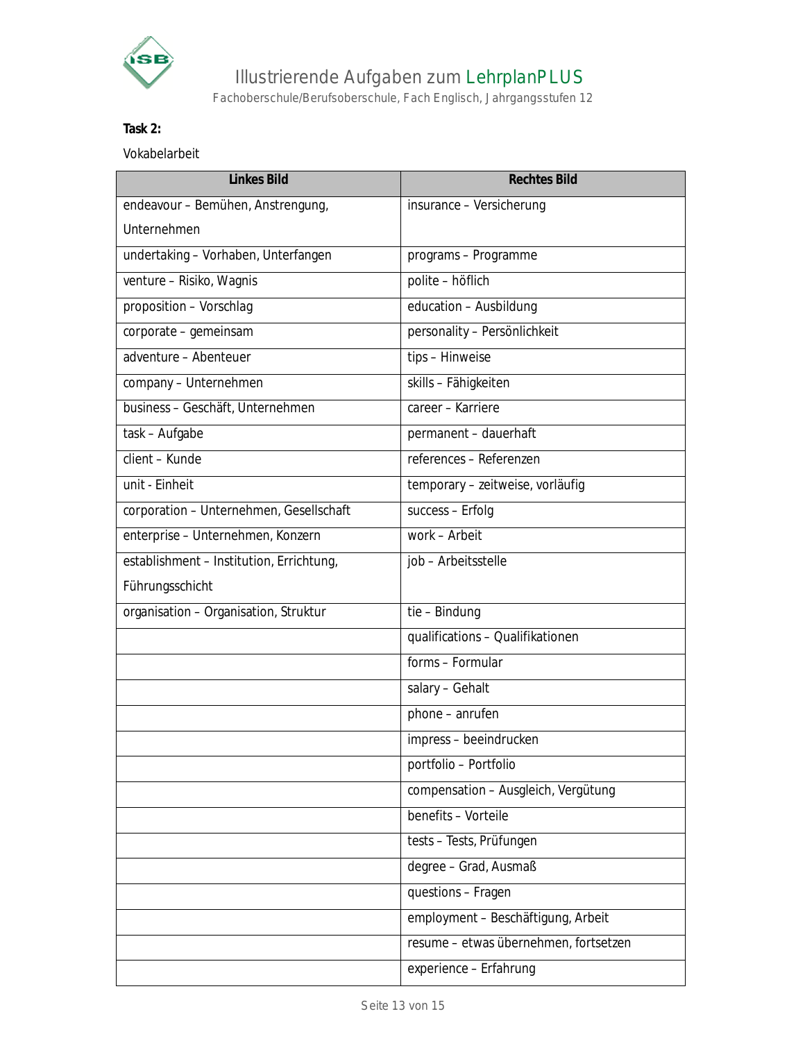**Task 2:**

Vokabelarbeit

| Linkes Bild | Rechtes Bild |
|---|---|
| endeavour – Bemühen, Anstrengung, Unternehmen | insurance – Versicherung |
| undertaking – Vorhaben, Unterfangen | programs – Programme |
| venture – Risiko, Wagnis | polite – höflich |
| proposition – Vorschlag | education – Ausbildung |
| corporate – gemeinsam | personality – Persönlichkeit |
| adventure – Abenteuer | tips – Hinweise |
| company – Unternehmen | skills – Fähigkeiten |
| business – Geschäft, Unternehmen | career – Karriere |
| task – Aufgabe | permanent – dauerhaft |
| client – Kunde | references – Referenzen |
| unit - Einheit | temporary – zeitweise, vorläufig |
| corporation – Unternehmen, Gesellschaft | success – Erfolg |
| enterprise – Unternehmen, Konzern | work – Arbeit |
| establishment – Institution, Errichtung, Führungsschicht | job – Arbeitsstelle |
| organisation – Organisation, Struktur | tie – Bindung |
| | qualifications – Qualifikationen |
| | forms – Formular |
| | salary – Gehalt |
| | phone – anrufen |
| | impress – beeindrucken |
| | portfolio – Portfolio |
| | compensation – Ausgleich, Vergütung |
| | benefits – Vorteile |
| | tests – Tests, Prüfungen |
| | degree – Grad, Ausmaß |
| | questions – Fragen |
| | employment – Beschäftigung, Arbeit |
| | resume – etwas übernehmen, fortsetzen |
| | experience – Erfahrung |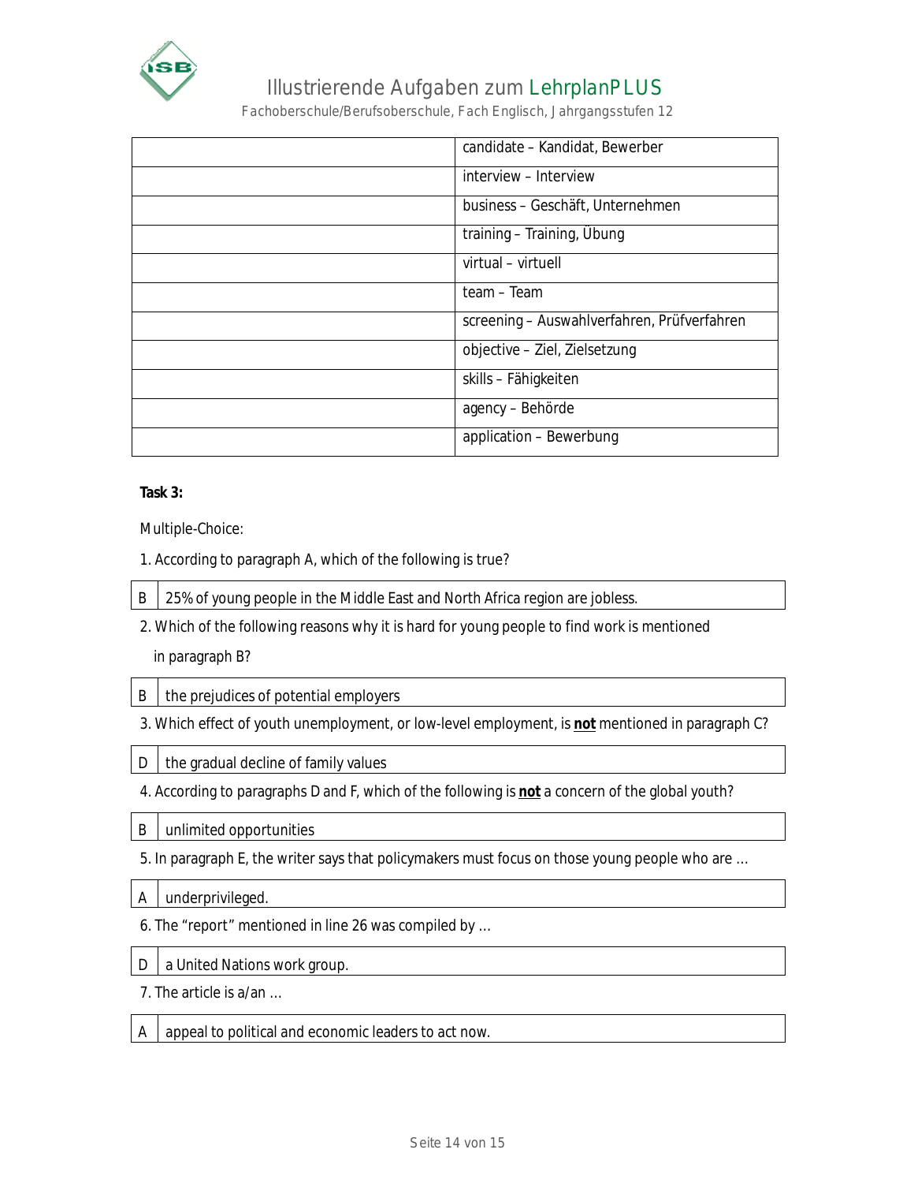| | |
|---|---|
| | candidate – Kandidat, Bewerber |
| | interview – Interview |
| | business – Geschäft, Unternehmen |
| | training – Training, Übung |
| | virtual – virtuell |
| | team – Team |
| | screening – Auswahlverfahren, Prüfverfahren |
| | objective – Ziel, Zielsetzung |
| | skills – Fähigkeiten |
| | agency – Behörde |
| | application – Bewerbung |

**Task 3:**

Multiple-Choice:

1. According to paragraph A, which of the following is true?

| B | 25% of young people in the Middle East and North Africa region are jobless. |
|---|---|

2. Which of the following reasons why it is hard for young people to find work is mentioned in paragraph B?

| B | the prejudices of potential employers |
|---|---|

3. Which effect of youth unemployment, or low-level employment, is **not** mentioned in paragraph C?

| D | the gradual decline of family values |
|---|---|

4. According to paragraphs D and F, which of the following is **not** a concern of the global youth?

| B | unlimited opportunities |
|---|---|

5. In paragraph E, the writer says that policymakers must focus on those young people who are …

| A | underprivileged. |
|---|---|

6. The "report" mentioned in line 26 was compiled by …

| D | a United Nations work group. |
|---|---|

7. The article is a/an …

| A | appeal to political and economic leaders to act now. |
|---|---|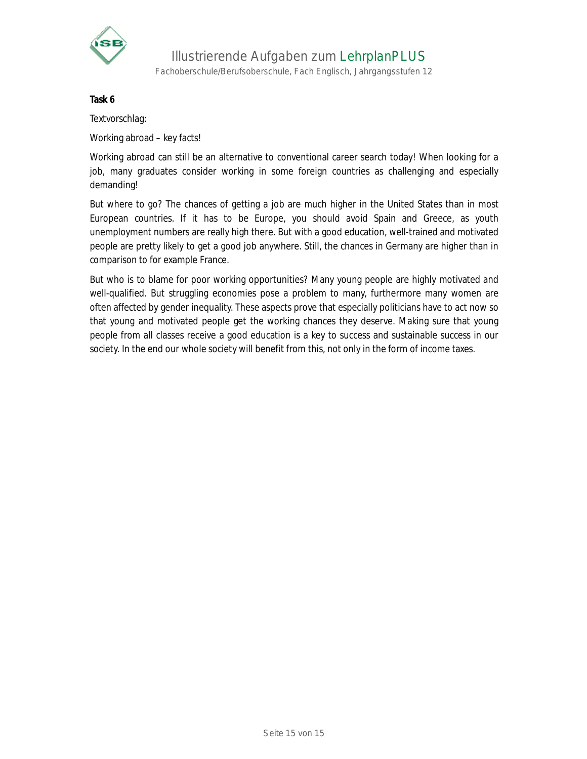**Task 6**

Textvorschlag:

Working abroad – key facts!

Working abroad can still be an alternative to conventional career search today! When looking for a job, many graduates consider working in some foreign countries as challenging and especially demanding!

But where to go? The chances of getting a job are much higher in the United States than in most European countries. If it has to be Europe, you should avoid Spain and Greece, as youth unemployment numbers are really high there. But with a good education, well-trained and motivated people are pretty likely to get a good job anywhere. Still, the chances in Germany are higher than in comparison to for example France.

But who is to blame for poor working opportunities? Many young people are highly motivated and well-qualified. But struggling economies pose a problem to many, furthermore many women are often affected by gender inequality. These aspects prove that especially politicians have to act now so that young and motivated people get the working chances they deserve. Making sure that young people from all classes receive a good education is a key to success and sustainable success in our society. In the end our whole society will benefit from this, not only in the form of income taxes.